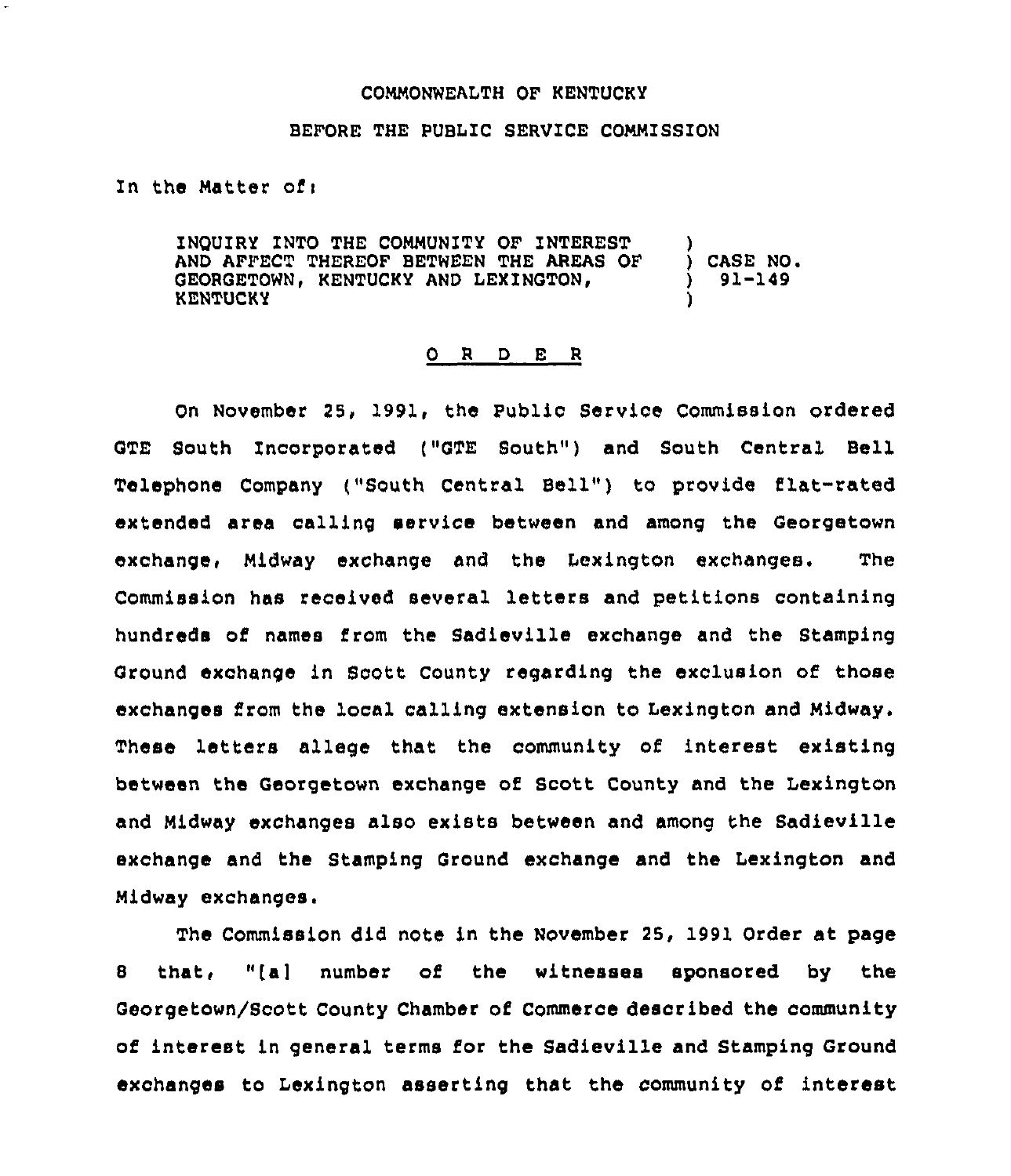COMMONWEALTH OF KENTUCKY

BEFORE THE PUBLIC SERVICE COMMISSION

In the Matter of:

INQUIRY INTO THE COMMUNITY OF INTEREST AND AFFECT THEREOF BETWEEN THE AREAS OF GEORGETOWN, KENTUCKY AND LEXINGTON, KENTUCKY ) CASE NO. 91-149

O R D E R

On November 25, 1991, the Public Service Commission ordered GTE South Incorporated ("GTE South") and South Central Bell Telephone Company ("South Central Bell") to provide flat-rated extended area calling service between and among the Georgetown exchange, Midway exchange and the Lexington exchanges. The Commission has received several letters and petitions containing hundreds of names from the Sadieville exchange and the Stamping Ground exchange in Scott County regarding the exclusion of those exchanges from the local calling extension to Lexington and Midway. These letters allege that the community of interest existing between the Georgetown exchange of Scott County and the Lexington and Midway exchanges also exists between and among the Sadieville exchange and the Stamping Ground exchange and the Lexington and Midway exchanges.

The Commission did note in the November 25, 1991 Order at page 8 that, "[a] number of the witnesses sponsored by the Georgetown/Scott County Chamber of Commerce described the community of interest in general terms for the Sadieville and Stamping Ground exchanges to Lexington asserting that the community of interest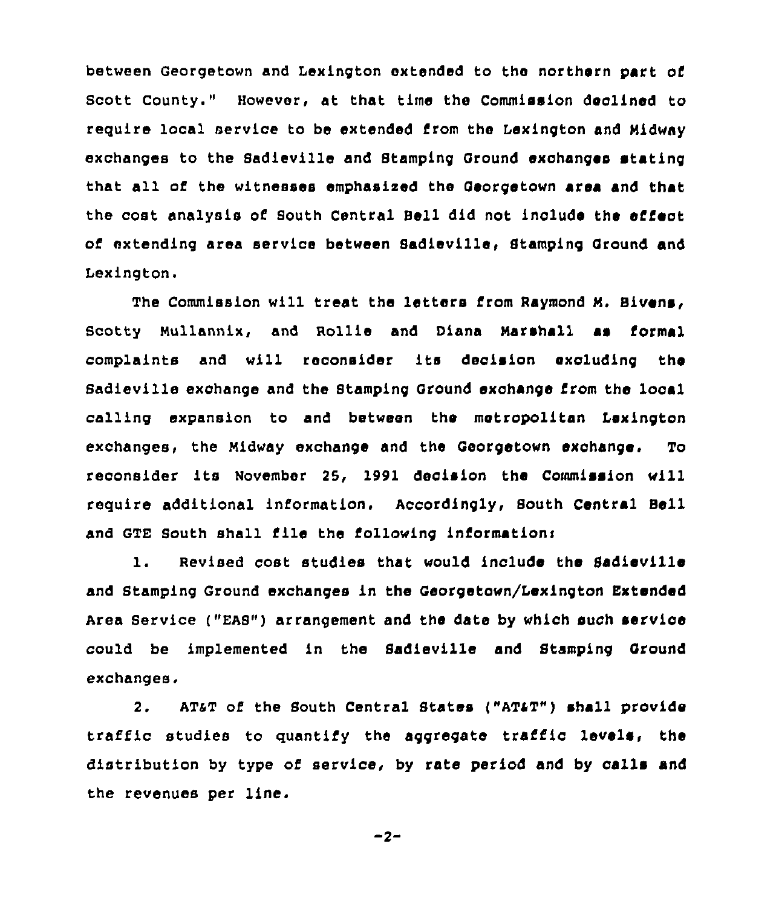between Georgetown and Lexington extended to the northern part of Scott County." However, at that time the Commission declined to require local service to be extended from the Lexington and Midway exchanges to the Sadieville and Stamping Ground exchanges stating that all of the witnesses emphasized the Georgetown area and that the cost analysis of South Central Bell did not include the effect of extending area service between Sadieville, Stamping Ground and Lexington.

The Commission will treat the letters from Raymond M. Bivens, Scotty Mullannix, and Rollie and Diana Marshall as formal complaints and will reconsider its decision excluding the Sadieville exchange and the Stamping Ground exchange from the local calling expansion to and between the metropolitan Lexington exchanges, the Midway exchange and the Georgetown exchange. To reconsider its November 25, 1991 decision the Commission will require additional information. Accordingly, South Central Bell and GTE South shall file the following information:

1. Revised cost studies that would include the Sadieville and Stamping Ground exchanges in the Georgetown/Lexington Extended Area Service ("EAS") arrangement and the date by which such service could be implemented in the Sadieville and Stamping Ground exchanges.

2. AT&T of the South Central States ("AT&T") shall provide traffic studies to quantify the aggregate traffic levels, the distribution by type of service, by rate period and by calls and the revenues per line.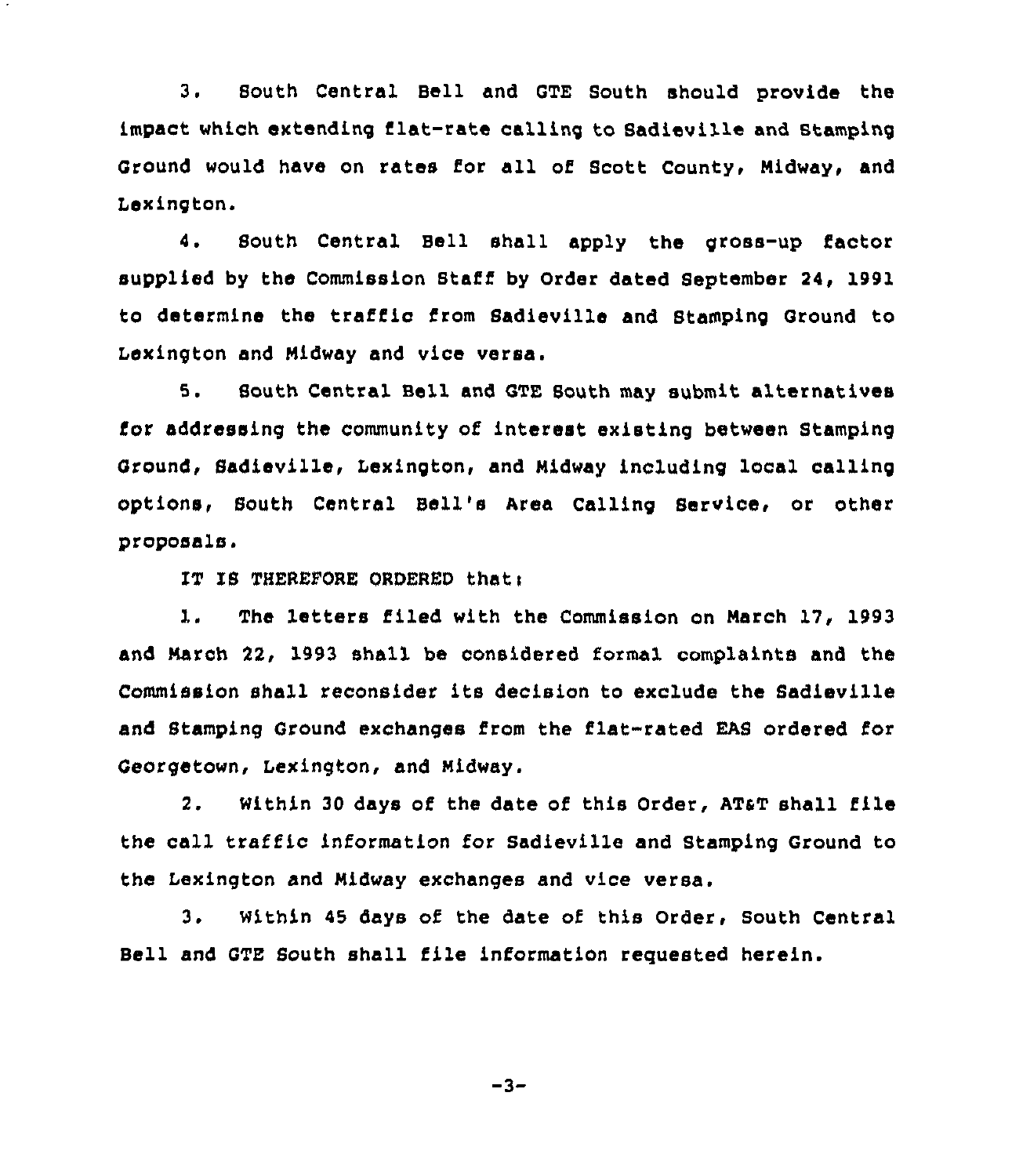3. South Central Bell and GTE South should provide the impact which extending flat-rate calling to Sadieville and Stamping Ground would have on rates for all of Scott County, Midway, and Lexington.

4. South Central Bell shall apply the gross-up factor supplied by the Commission Staff by Order dated September 24, 1991 to determine the traffic from Sadieville and Stamping Ground to Lexington and Midway and vice versa.

5. South Central Bell and GTE South may submit alternatives for addressing the community of interest existing between Stamping Ground, Sadieville, Lexington, and Midway including local calling options, South Central Bell's Area Calling Service, or other proposals.

IT IS THEREFORE ORDERED that:

1. The letters filed with the Commission on March 17, 1993 and March 22, 1993 shall be considered formal complaints and the Commission shall reconsider its decision to exclude the Sadieville and Stamping Ground exchanges from the flat-rated EAS ordered for Georgetown, Lexington, and Midway.

2. Within 30 days of the date of this Order, AT&T shall file the call traffic information for Sadieville and Stamping Ground to the Lexington and Midway exchanges and vice versa.

3. Within 45 days of the date of this Order, South Central Bell and GTE South shall file information requested herein.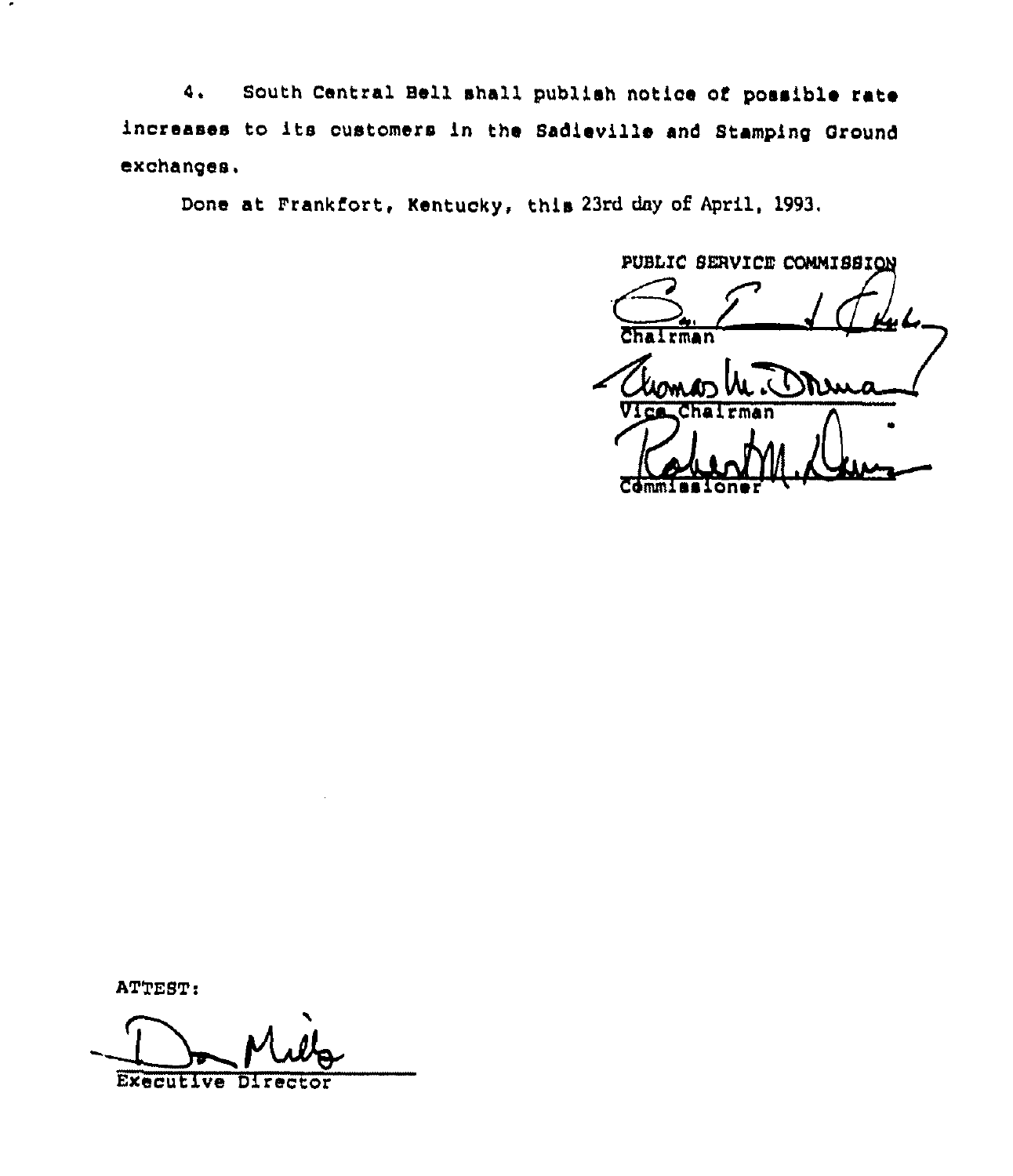4. South Central Bell shall publish notice of possible rate increases to its customers in the Sadieville and Stamping Ground exchanges.

Done at Frankfort, Kentucky, this 23rd day of April, 1993.

PUBLIC SERVICE COMMISSION

Chairman

Vice Chairman

Commissioner

ATTEST:

Executive Director